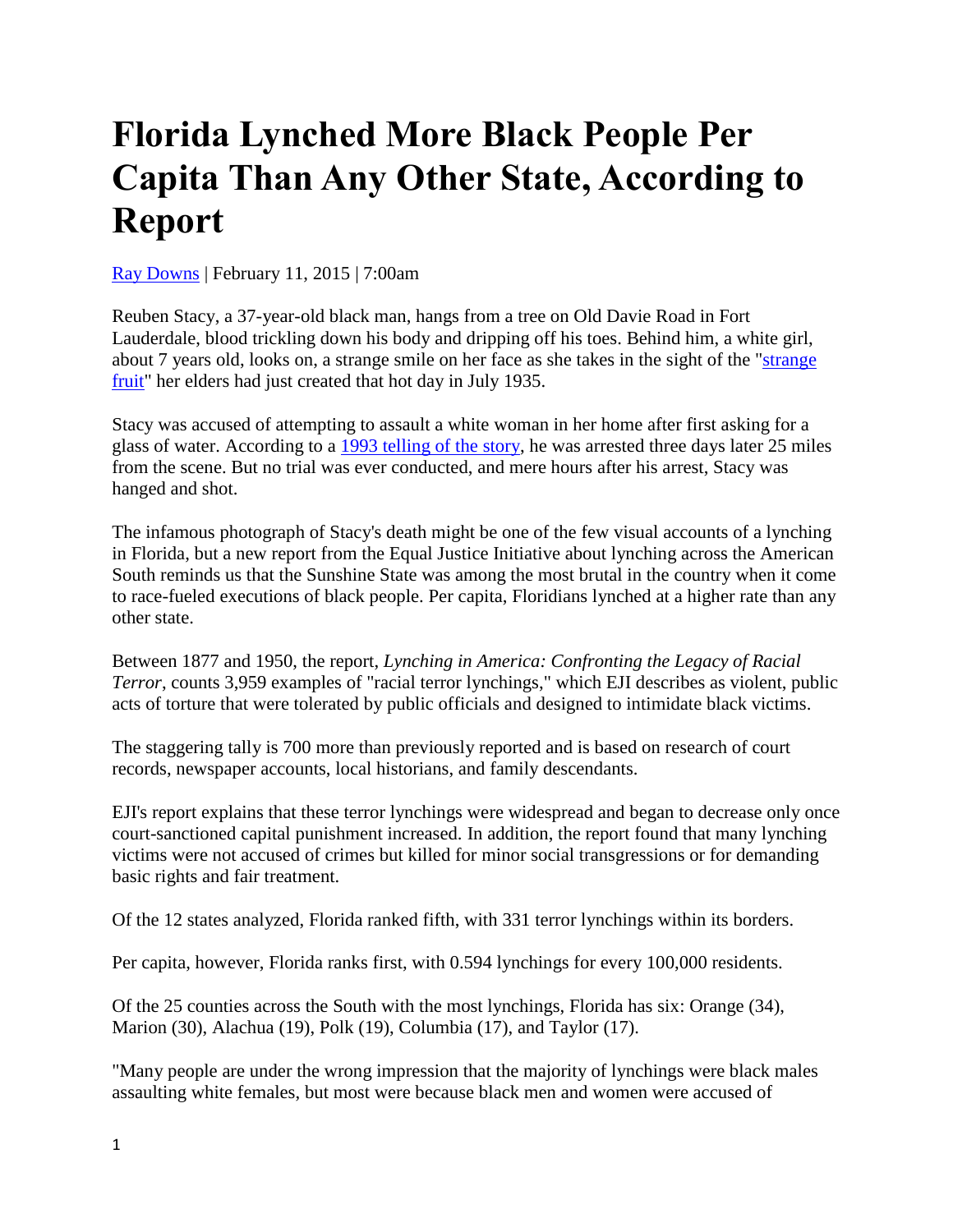# Florida Lynched More Black People Per Capita Than Any Other State, According to Report

Ray Downs | February 11, 2015 | 7:00am

Reuben Stacy, a 37-year-old black man, hangs from a tree on Old Davie Road in Fort Lauderdale, blood trickling down his body and dripping off his toes. Behind him, a white girl, about 7 years old, looks on, a strange smile on her face as she takes in the sight of the "strange fruit" her elders had just created that hot day in July 1935.

Stacy was accused of attempting to assault a white woman in her home after first asking for a glass of water. According to a 1993 telling of the story, he was arrested three days later 25 miles from the scene. But no trial was ever conducted, and mere hours after his arrest, Stacy was hanged and shot.

The infamous photograph of Stacy's death might be one of the few visual accounts of a lynching in Florida, but a new report from the Equal Justice Initiative about lynching across the American South reminds us that the Sunshine State was among the most brutal in the country when it come to race-fueled executions of black people. Per capita, Floridians lynched at a higher rate than any other state.

Between 1877 and 1950, the report, *Lynching in America: Confronting the Legacy of Racial Terror*, counts 3,959 examples of "racial terror lynchings," which EJI describes as violent, public acts of torture that were tolerated by public officials and designed to intimidate black victims.

The staggering tally is 700 more than previously reported and is based on research of court records, newspaper accounts, local historians, and family descendants.

EJI's report explains that these terror lynchings were widespread and began to decrease only once court-sanctioned capital punishment increased. In addition, the report found that many lynching victims were not accused of crimes but killed for minor social transgressions or for demanding basic rights and fair treatment.

Of the 12 states analyzed, Florida ranked fifth, with 331 terror lynchings within its borders.

Per capita, however, Florida ranks first, with 0.594 lynchings for every 100,000 residents.

Of the 25 counties across the South with the most lynchings, Florida has six: Orange (34), Marion (30), Alachua (19), Polk (19), Columbia (17), and Taylor (17).

"Many people are under the wrong impression that the majority of lynchings were black males assaulting white females, but most were because black men and women were accused of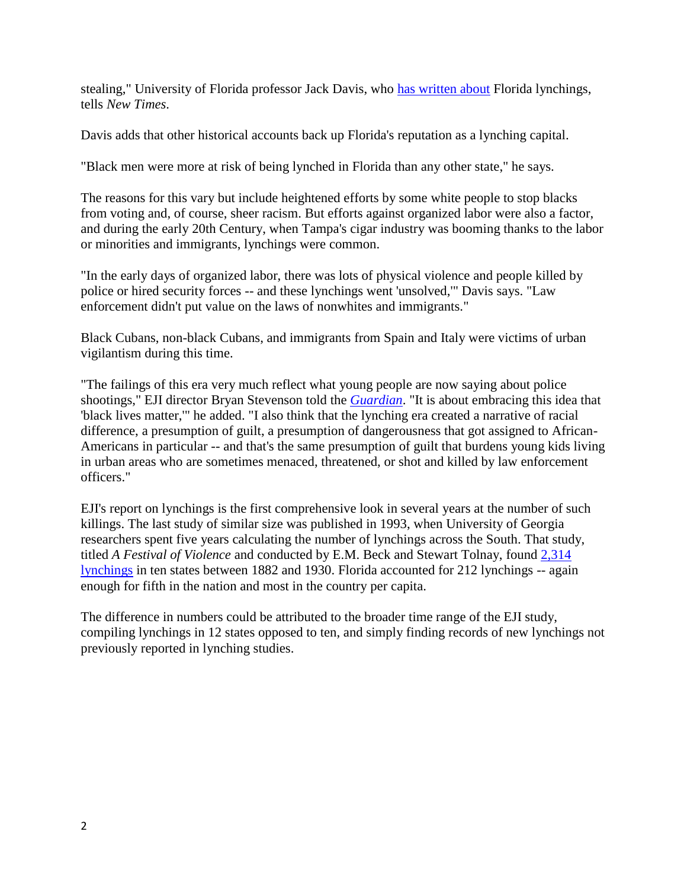stealing," University of Florida professor Jack Davis, who [has written about](#) Florida lynchings, tells *New Times*.

Davis adds that other historical accounts back up Florida's reputation as a lynching capital.

"Black men were more at risk of being lynched in Florida than any other state," he says.

The reasons for this vary but include heightened efforts by some white people to stop blacks from voting and, of course, sheer racism. But efforts against organized labor were also a factor, and during the early 20th Century, when Tampa's cigar industry was booming thanks to the labor or minorities and immigrants, lynchings were common.

"In the early days of organized labor, there was lots of physical violence and people killed by police or hired security forces -- and these lynchings went 'unsolved,'" Davis says. "Law enforcement didn't put value on the laws of nonwhites and immigrants."

Black Cubans, non-black Cubans, and immigrants from Spain and Italy were victims of urban vigilantism during this time.

"The failings of this era very much reflect what young people are now saying about police shootings," EJI director Bryan Stevenson told the [*Guardian*](#). "It is about embracing this idea that 'black lives matter,'" he added. "I also think that the lynching era created a narrative of racial difference, a presumption of guilt, a presumption of dangerousness that got assigned to African-Americans in particular -- and that's the same presumption of guilt that burdens young kids living in urban areas who are sometimes menaced, threatened, or shot and killed by law enforcement officers."

EJI's report on lynchings is the first comprehensive look in several years at the number of such killings. The last study of similar size was published in 1993, when University of Georgia researchers spent five years calculating the number of lynchings across the South. That study, titled *A Festival of Violence* and conducted by E.M. Beck and Stewart Tolnay, found [2,314 lynchings](#) in ten states between 1882 and 1930. Florida accounted for 212 lynchings -- again enough for fifth in the nation and most in the country per capita.

The difference in numbers could be attributed to the broader time range of the EJI study, compiling lynchings in 12 states opposed to ten, and simply finding records of new lynchings not previously reported in lynching studies.